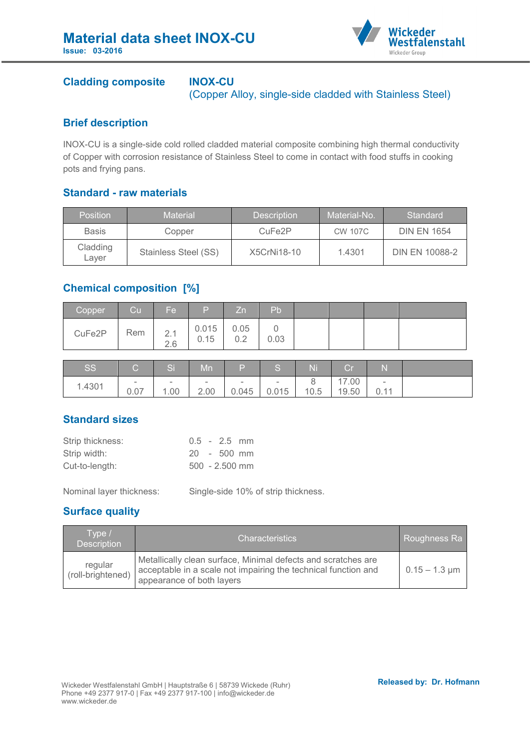# Material data sheet INOX-CU

**Issue: 03-2016**

## Cladding composite

**INOX-CU**
(Copper Alloy, single-side cladded with Stainless Steel)

## Brief description

INOX-CU is a single-side cold rolled cladded material composite combining high thermal conductivity of Copper with corrosion resistance of Stainless Steel to come in contact with food stuffs in cooking pots and frying pans.

## Standard - raw materials

| Position | Material | Description | Material-No. | Standard |
|---|---|---|---|---|
| Basis | Copper | CuFe2P | CW 107C | DIN EN 1654 |
| Cladding Layer | Stainless Steel (SS) | X5CrNi18-10 | 1.4301 | DIN EN 10088-2 |

## Chemical composition [%]

| Copper | Cu | Fe | P | Zn | Pb | | | | |
|---|---|---|---|---|---|---|---|---|---|
| CuFe2P | Rem | 2.1 2.6 | 0.015 0.15 | 0.05 0.2 | 0 0.03 | | | | |

| SS | C | Si | Mn | P | S | Ni | Cr | N | |
|---|---|---|---|---|---|---|---|---|---|
| 1.4301 | - 0.07 | - 1.00 | - 2.00 | - 0.045 | - 0.015 | 8 10.5 | 17.00 19.50 | - 0.11 | |

## Standard sizes

Strip thickness: 0.5 - 2.5 mm
Strip width: 20 - 500 mm
Cut-to-length: 500 - 2.500 mm

Nominal layer thickness: Single-side 10% of strip thickness.

## Surface quality

| Type / Description | Characteristics | Roughness Ra |
|---|---|---|
| regular (roll-brightened) | Metallically clean surface, Minimal defects and scratches are acceptable in a scale not impairing the technical function and appearance of both layers | 0.15 – 1.3 µm |

Wickeder Westfalenstahl GmbH | Hauptstraße 6 | 58739 Wickede (Ruhr)
Phone +49 2377 917-0 | Fax +49 2377 917-100 | info@wickeder.de
www.wickeder.de

**Released by: Dr. Hofmann**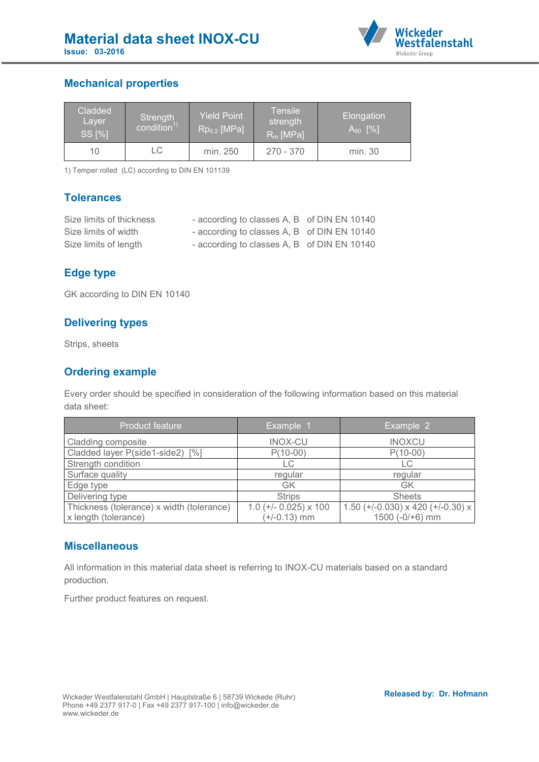# Material data sheet INOX-CU

**Issue: 03-2016**

## Mechanical properties

| Cladded Layer SS [%] | Strength condition[1)] | Yield Point $Rp_{0.2}$ [MPa] | Tensile strength $R_m$ [MPa] | Elongation $A_{80}$ [%] |
|---|---|---|---|---|
| 10 | LC | min. 250 | 270 - 370 | min. 30 |

1) Temper rolled (LC) according to DIN EN 101139

## Tolerances

Size limits of thickness - according to classes A, B of DIN EN 10140
Size limits of width - according to classes A, B of DIN EN 10140
Size limits of length - according to classes A, B of DIN EN 10140

## Edge type

GK according to DIN EN 10140

## Delivering types

Strips, sheets

## Ordering example

Every order should be specified in consideration of the following information based on this material data sheet:

| Product feature | Example 1 | Example 2 |
|---|---|---|
| Cladding composite | INOX-CU | INOXCU |
| Cladded layer P(side1-side2) [%] | P(10-00) | P(10-00) |
| Strength condition | LC | LC |
| Surface quality | regular | regular |
| Edge type | GK | GK |
| Delivering type | Strips | Sheets |
| Thickness (tolerance) x width (tolerance) x length (tolerance) | 1.0 (+/- 0.025) x 100 (+/-0.13) mm | 1.50 (+/-0.030) x 420 (+/-0.30) x 1500 (-0/+6) mm |

## Miscellaneous

All information in this material data sheet is referring to INOX-CU materials based on a standard production.

Further product features on request.

Wickeder Westfalenstahl GmbH | Hauptstraße 6 | 58739 Wickede (Ruhr)
Phone +49 2377 917-0 | Fax +49 2377 917-100 | info@wickeder.de
www.wickeder.de

**Released by: Dr. Hofmann**